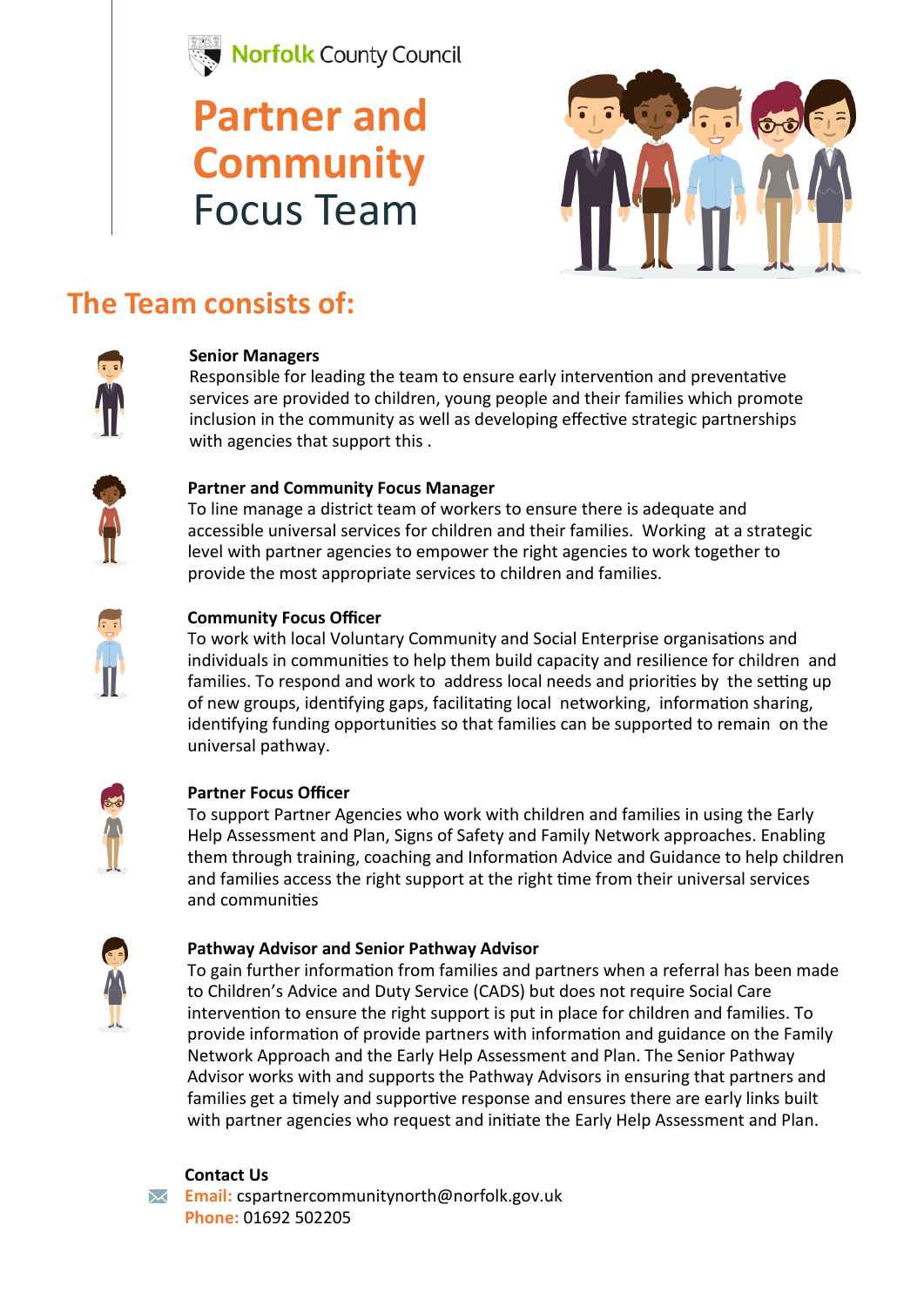Norfolk County Council

# Partner and Community Focus Team

## The Team consists of:

**Senior Managers**
Responsible for leading the team to ensure early intervention and preventative services are provided to children, young people and their families which promote inclusion in the community as well as developing effective strategic partnerships with agencies that support this .

**Partner and Community Focus Manager**
To line manage a district team of workers to ensure there is adequate and accessible universal services for children and their families. Working at a strategic level with partner agencies to empower the right agencies to work together to provide the most appropriate services to children and families.

**Community Focus Officer**
To work with local Voluntary Community and Social Enterprise organisations and individuals in communities to help them build capacity and resilience for children and families. To respond and work to address local needs and priorities by the setting up of new groups, identifying gaps, facilitating local networking, information sharing, identifying funding opportunities so that families can be supported to remain on the universal pathway.

**Partner Focus Officer**
To support Partner Agencies who work with children and families in using the Early Help Assessment and Plan, Signs of Safety and Family Network approaches. Enabling them through training, coaching and Information Advice and Guidance to help children and families access the right support at the right time from their universal services and communities

**Pathway Advisor and Senior Pathway Advisor**
To gain further information from families and partners when a referral has been made to Children's Advice and Duty Service (CADS) but does not require Social Care intervention to ensure the right support is put in place for children and families. To provide information of provide partners with information and guidance on the Family Network Approach and the Early Help Assessment and Plan. The Senior Pathway Advisor works with and supports the Pathway Advisors in ensuring that partners and families get a timely and supportive response and ensures there are early links built with partner agencies who request and initiate the Early Help Assessment and Plan.

**Contact Us**
**Email:** cspartnercommunitynorth@norfolk.gov.uk
**Phone:** 01692 502205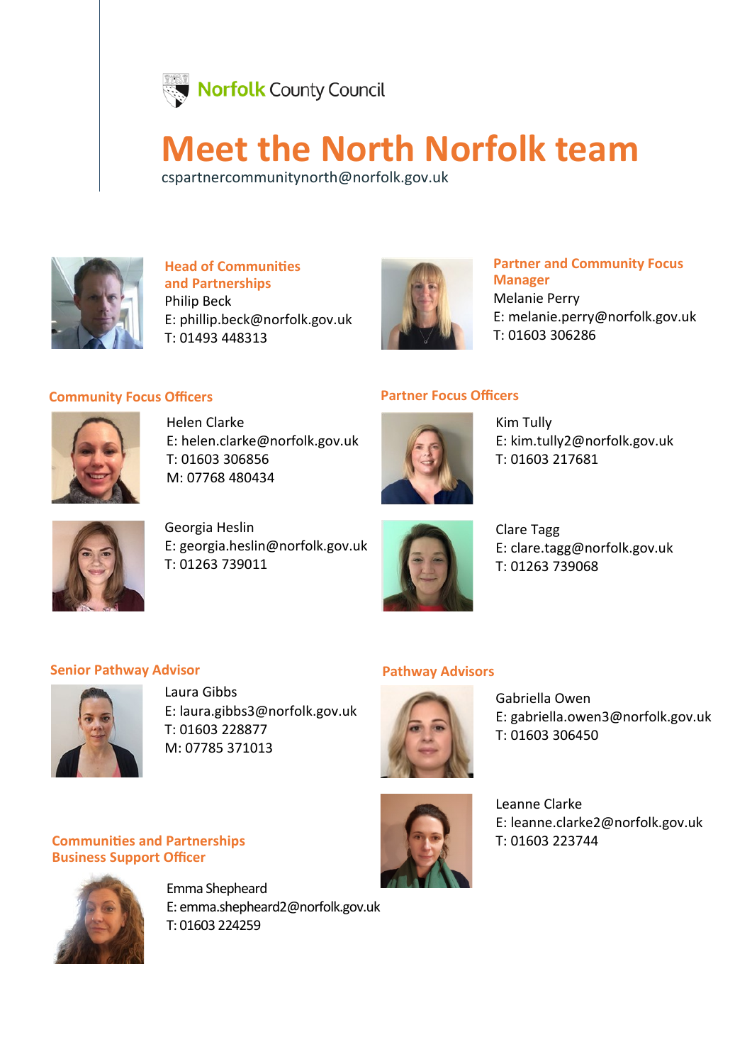Norfolk County Council

# Meet the North Norfolk team

cspartnercommunitynorth@norfolk.gov.uk

### Head of Communities and Partnerships

Philip Beck
E: phillip.beck@norfolk.gov.uk
T: 01493 448313

### Partner and Community Focus Manager

Melanie Perry
E: melanie.perry@norfolk.gov.uk
T: 01603 306286

### Community Focus Officers

Helen Clarke
E: helen.clarke@norfolk.gov.uk
T: 01603 306856
M: 07768 480434

Georgia Heslin
E: georgia.heslin@norfolk.gov.uk
T: 01263 739011

### Partner Focus Officers

Kim Tully
E: kim.tully2@norfolk.gov.uk
T: 01603 217681

Clare Tagg
E: clare.tagg@norfolk.gov.uk
T: 01263 739068

### Senior Pathway Advisor

Laura Gibbs
E: laura.gibbs3@norfolk.gov.uk
T: 01603 228877
M: 07785 371013

### Pathway Advisors

Gabriella Owen
E: gabriella.owen3@norfolk.gov.uk
T: 01603 306450

Leanne Clarke
E: leanne.clarke2@norfolk.gov.uk
T: 01603 223744

### Communities and Partnerships Business Support Officer

Emma Shepheard
E: emma.shepheard2@norfolk.gov.uk
T: 01603 224259